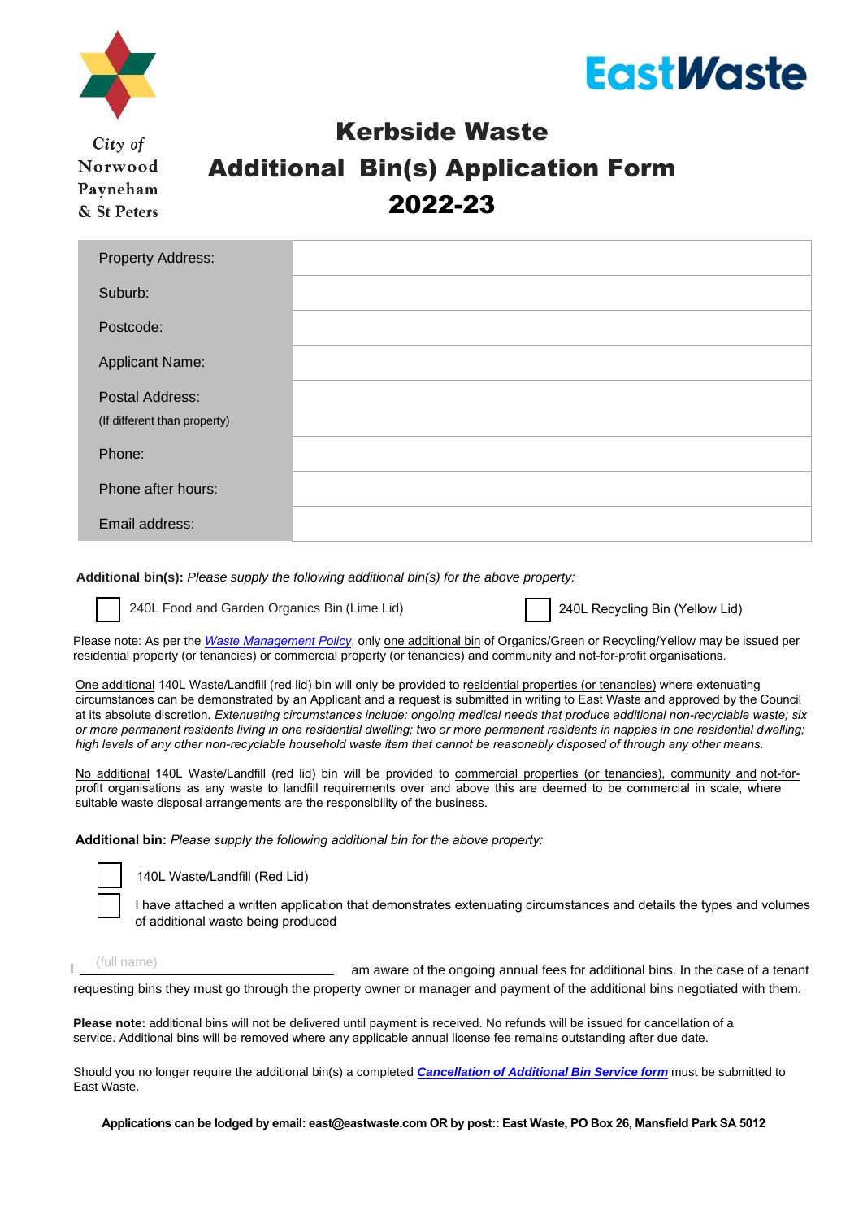City of Norwood Payneham & St Peters

EastWaste

# Kerbside Waste
# Additional Bin(s) Application Form
# 2022-23

| Property Address: | |
|---|---|
| Suburb: | |
| Postcode: | |
| Applicant Name: | |
| Postal Address: (If different than property) | |
| Phone: | |
| Phone after hours: | |
| Email address: | |

**Additional bin(s):** *Please supply the following additional bin(s) for the above property:*

☐ 240L Food and Garden Organics Bin (Lime Lid) ☐ 240L Recycling Bin (Yellow Lid)

Please note: As per the *Waste Management Policy*, only one additional bin of Organics/Green or Recycling/Yellow may be issued per residential property (or tenancies) or commercial property (or tenancies) and community and not-for-profit organisations.

One additional 140L Waste/Landfill (red lid) bin will only be provided to residential properties (or tenancies) where extenuating circumstances can be demonstrated by an Applicant and a request is submitted in writing to East Waste and approved by the Council at its absolute discretion. *Extenuating circumstances include: ongoing medical needs that produce additional non-recyclable waste; six or more permanent residents living in one residential dwelling; two or more permanent residents in nappies in one residential dwelling; high levels of any other non-recyclable household waste item that cannot be reasonably disposed of through any other means.*

No additional 140L Waste/Landfill (red lid) bin will be provided to commercial properties (or tenancies), community and not-for-profit organisations as any waste to landfill requirements over and above this are deemed to be commercial in scale, where suitable waste disposal arrangements are the responsibility of the business.

**Additional bin:** *Please supply the following additional bin for the above property:*

☐ 140L Waste/Landfill (Red Lid)

☐ I have attached a written application that demonstrates extenuating circumstances and details the types and volumes of additional waste being produced

I ____(full name)____ am aware of the ongoing annual fees for additional bins. In the case of a tenant requesting bins they must go through the property owner or manager and payment of the additional bins negotiated with them.

**Please note:** additional bins will not be delivered until payment is received. No refunds will be issued for cancellation of a service. Additional bins will be removed where any applicable annual license fee remains outstanding after due date.

Should you no longer require the additional bin(s) a completed ***Cancellation of Additional Bin Service form*** must be submitted to East Waste.

**Applications can be lodged by email: east@eastwaste.com OR by post:: East Waste, PO Box 26, Mansfield Park SA 5012**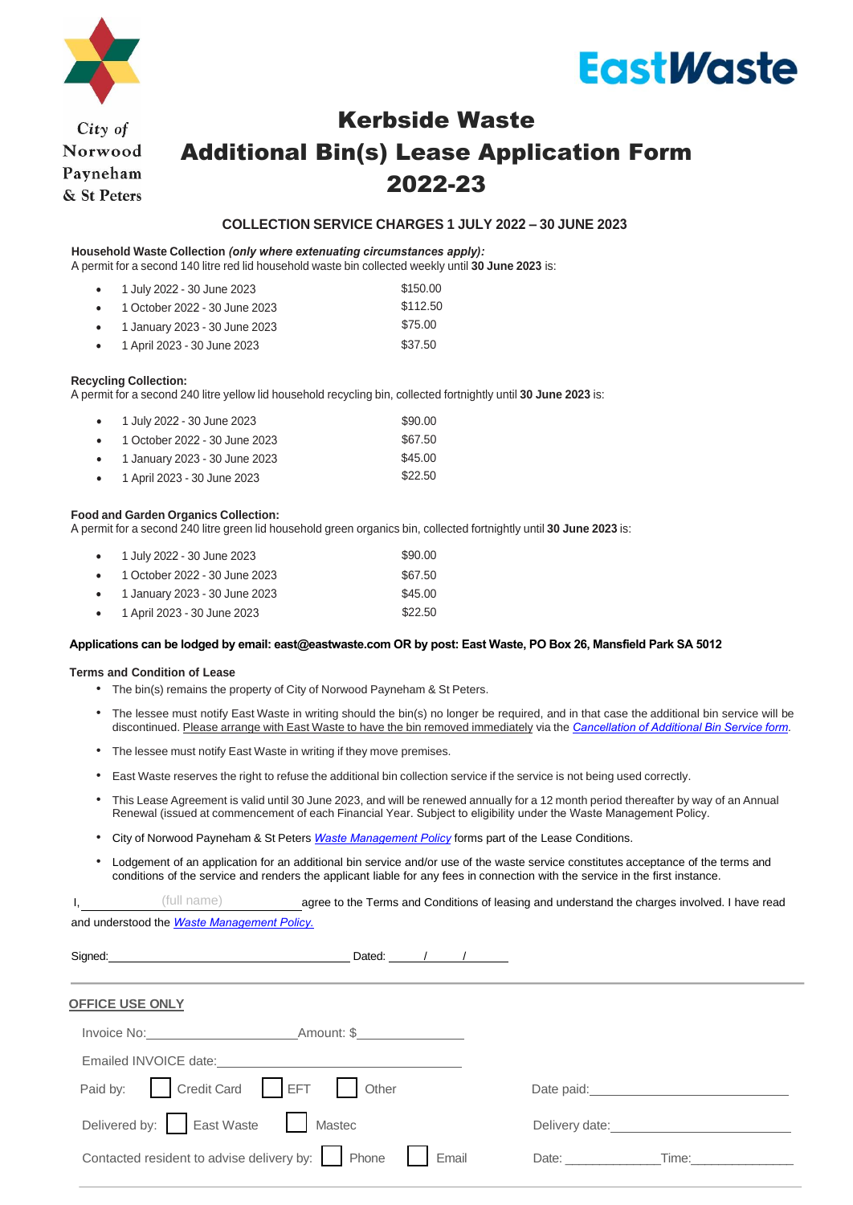City of Norwood Payneham & St Peters

EastWaste

# Kerbside Waste Additional Bin(s) Lease Application Form 2022-23

## COLLECTION SERVICE CHARGES 1 JULY 2022 – 30 JUNE 2023

**Household Waste Collection** ***(only where extenuating circumstances apply):***
A permit for a second 140 litre red lid household waste bin collected weekly until **30 June 2023** is:

- 1 July 2022 - 30 June 2023 — $150.00
- 1 October 2022 - 30 June 2023 — $112.50
- 1 January 2023 - 30 June 2023 — $75.00
- 1 April 2023 - 30 June 2023 — $37.50

**Recycling Collection:**
A permit for a second 240 litre yellow lid household recycling bin, collected fortnightly until **30 June 2023** is:

- 1 July 2022 - 30 June 2023 — $90.00
- 1 October 2022 - 30 June 2023 — $67.50
- 1 January 2023 - 30 June 2023 — $45.00
- 1 April 2023 - 30 June 2023 — $22.50

**Food and Garden Organics Collection:**
A permit for a second 240 litre green lid household green organics bin, collected fortnightly until **30 June 2023** is:

- 1 July 2022 - 30 June 2023 — $90.00
- 1 October 2022 - 30 June 2023 — $67.50
- 1 January 2023 - 30 June 2023 — $45.00
- 1 April 2023 - 30 June 2023 — $22.50

**Applications can be lodged by email: east@eastwaste.com OR by post: East Waste, PO Box 26, Mansfield Park SA 5012**

**Terms and Condition of Lease**

- The bin(s) remains the property of City of Norwood Payneham & St Peters.
- The lessee must notify East Waste in writing should the bin(s) no longer be required, and in that case the additional bin service will be discontinued. Please arrange with East Waste to have the bin removed immediately via the *Cancellation of Additional Bin Service form*.
- The lessee must notify East Waste in writing if they move premises.
- East Waste reserves the right to refuse the additional bin collection service if the service is not being used correctly.
- This Lease Agreement is valid until 30 June 2023, and will be renewed annually for a 12 month period thereafter by way of an Annual Renewal (issued at commencement of each Financial Year. Subject to eligibility under the Waste Management Policy.
- City of Norwood Payneham & St Peters *Waste Management Policy* forms part of the Lease Conditions.
- Lodgement of an application for an additional bin service and/or use of the waste service constitutes acceptance of the terms and conditions of the service and renders the applicant liable for any fees in connection with the service in the first instance.

I, ____________(full name)____________ agree to the Terms and Conditions of leasing and understand the charges involved. I have read and understood the *Waste Management Policy.*

Signed:________________________________________ Dated: _____/_____/_______

**OFFICE USE ONLY**

Invoice No:______________________ Amount: $________________

Emailed INVOICE date:_______________________________

Paid by: ☐ Credit Card ☐ EFT ☐ Other — Date paid:____________________________

Delivered by: ☐ East Waste ☐ Mastec — Delivery date:____________________________

Contacted resident to advise delivery by: ☐ Phone ☐ Email — Date: _____________Time:_____________